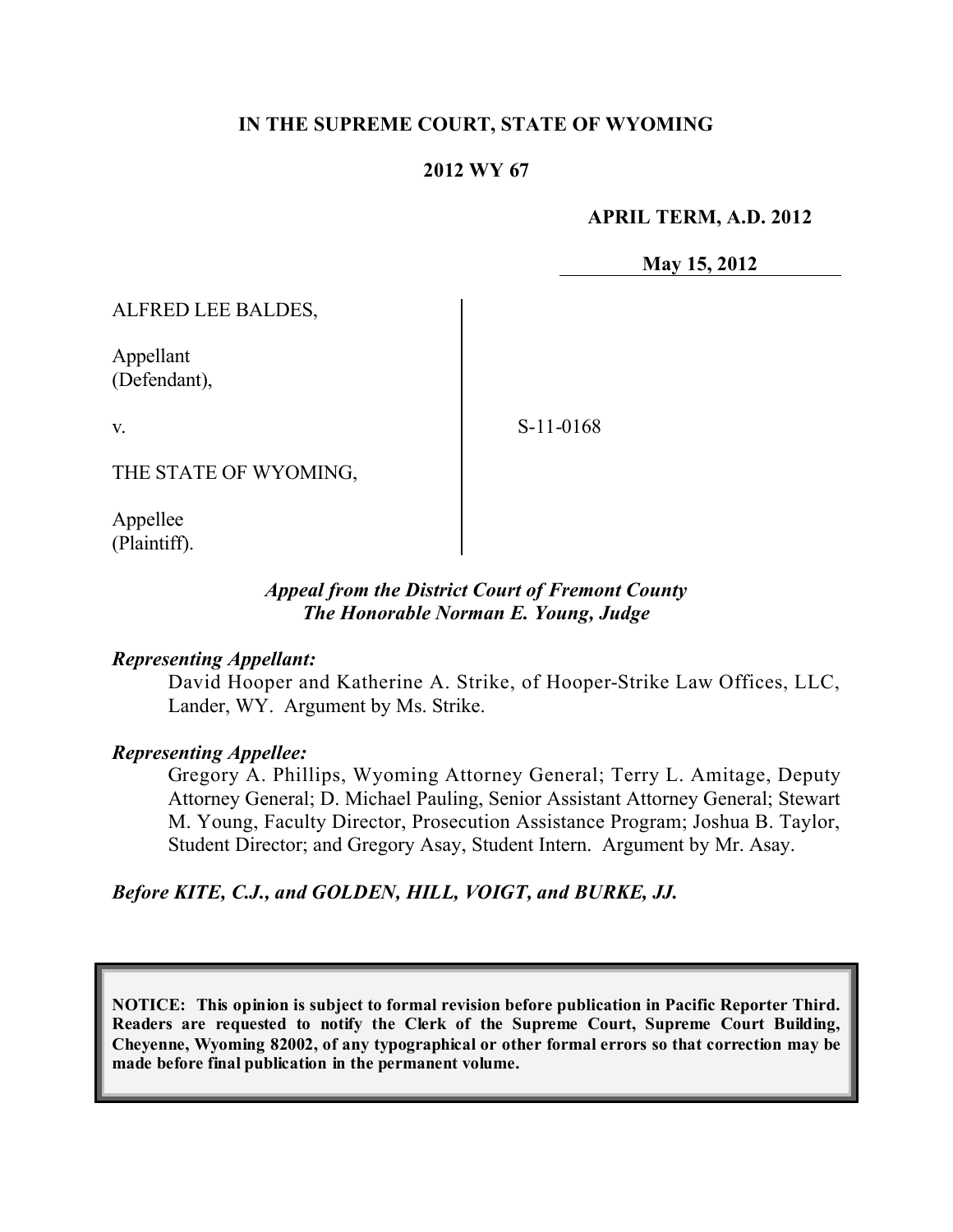**IN THE SUPREME COURT, STATE OF WYOMING**

**2012 WY 67**

**APRIL TERM, A.D. 2012**

**May 15, 2012**

ALFRED LEE BALDES,

Appellant
(Defendant),

v.

THE STATE OF WYOMING,

Appellee
(Plaintiff).

S-11-0168

*Appeal from the District Court of Fremont County*
*The Honorable Norman E. Young, Judge*

***Representing Appellant:***

David Hooper and Katherine A. Strike, of Hooper-Strike Law Offices, LLC, Lander, WY. Argument by Ms. Strike.

***Representing Appellee:***

Gregory A. Phillips, Wyoming Attorney General; Terry L. Amitage, Deputy Attorney General; D. Michael Pauling, Senior Assistant Attorney General; Stewart M. Young, Faculty Director, Prosecution Assistance Program; Joshua B. Taylor, Student Director; and Gregory Asay, Student Intern. Argument by Mr. Asay.

***Before KITE, C.J., and GOLDEN, HILL, VOIGT, and BURKE, JJ.***

**NOTICE: This opinion is subject to formal revision before publication in Pacific Reporter Third. Readers are requested to notify the Clerk of the Supreme Court, Supreme Court Building, Cheyenne, Wyoming 82002, of any typographical or other formal errors so that correction may be made before final publication in the permanent volume.**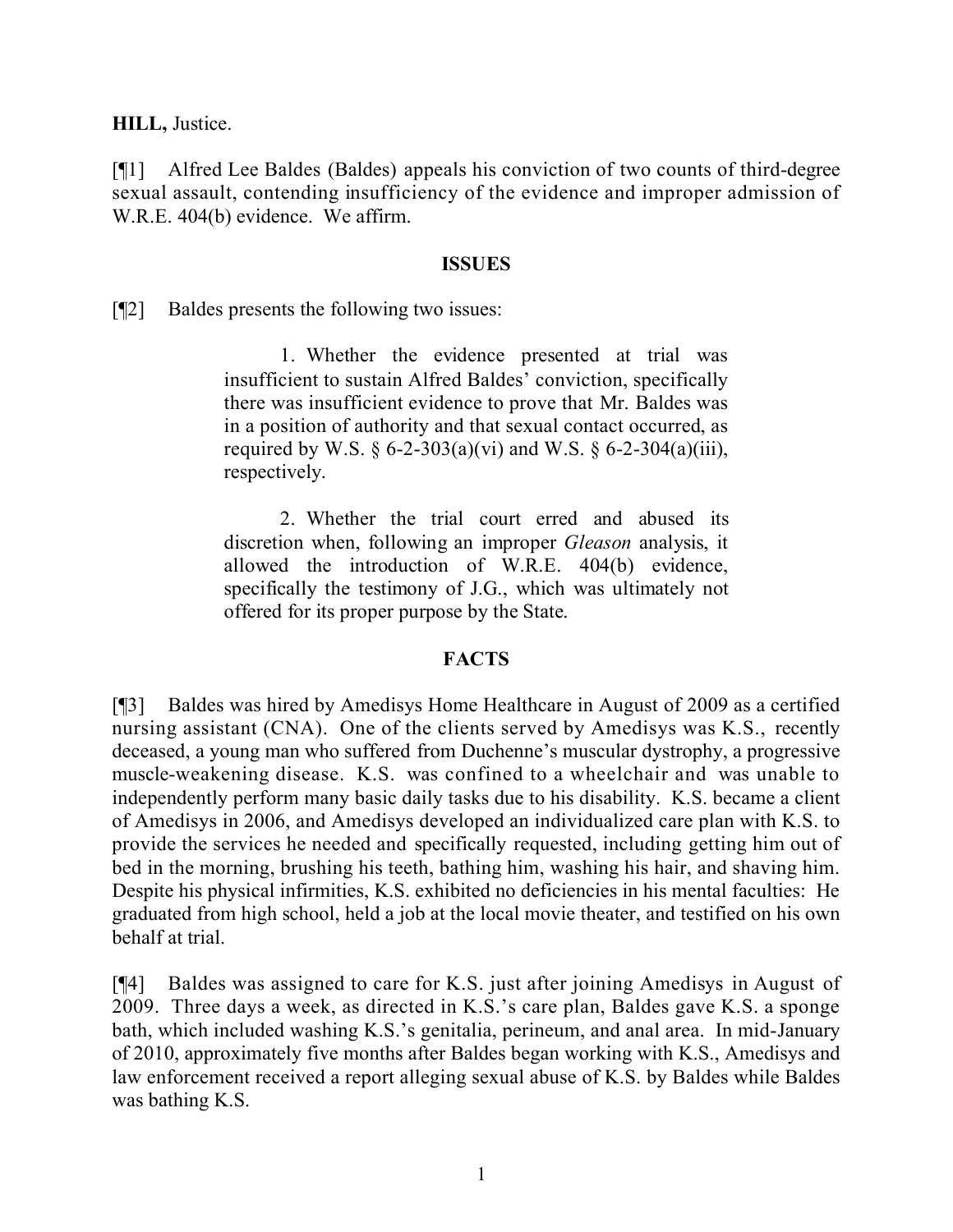**HILL,** Justice.

[¶1] Alfred Lee Baldes (Baldes) appeals his conviction of two counts of third-degree sexual assault, contending insufficiency of the evidence and improper admission of W.R.E. 404(b) evidence. We affirm.

**ISSUES**

[¶2] Baldes presents the following two issues:

> 1. Whether the evidence presented at trial was insufficient to sustain Alfred Baldes' conviction, specifically there was insufficient evidence to prove that Mr. Baldes was in a position of authority and that sexual contact occurred, as required by W.S. § 6-2-303(a)(vi) and W.S. § 6-2-304(a)(iii), respectively.
>
> 2. Whether the trial court erred and abused its discretion when, following an improper *Gleason* analysis, it allowed the introduction of W.R.E. 404(b) evidence, specifically the testimony of J.G., which was ultimately not offered for its proper purpose by the State.

**FACTS**

[¶3] Baldes was hired by Amedisys Home Healthcare in August of 2009 as a certified nursing assistant (CNA). One of the clients served by Amedisys was K.S., recently deceased, a young man who suffered from Duchenne's muscular dystrophy, a progressive muscle-weakening disease. K.S. was confined to a wheelchair and was unable to independently perform many basic daily tasks due to his disability. K.S. became a client of Amedisys in 2006, and Amedisys developed an individualized care plan with K.S. to provide the services he needed and specifically requested, including getting him out of bed in the morning, brushing his teeth, bathing him, washing his hair, and shaving him. Despite his physical infirmities, K.S. exhibited no deficiencies in his mental faculties: He graduated from high school, held a job at the local movie theater, and testified on his own behalf at trial.

[¶4] Baldes was assigned to care for K.S. just after joining Amedisys in August of 2009. Three days a week, as directed in K.S.'s care plan, Baldes gave K.S. a sponge bath, which included washing K.S.'s genitalia, perineum, and anal area. In mid-January of 2010, approximately five months after Baldes began working with K.S., Amedisys and law enforcement received a report alleging sexual abuse of K.S. by Baldes while Baldes was bathing K.S.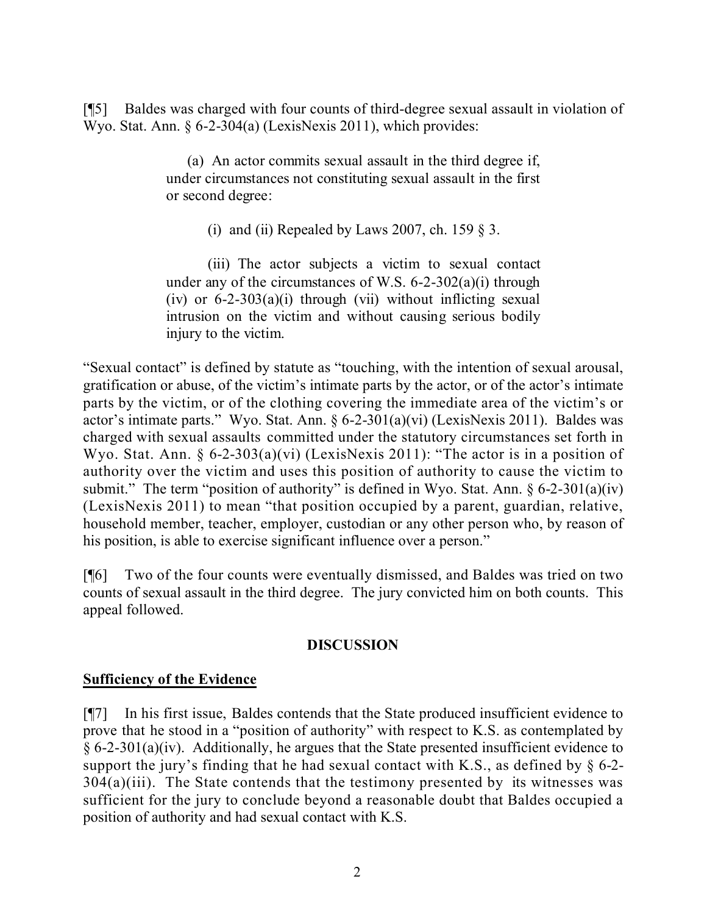[¶5] Baldes was charged with four counts of third-degree sexual assault in violation of Wyo. Stat. Ann. § 6-2-304(a) (LexisNexis 2011), which provides:

> (a) An actor commits sexual assault in the third degree if, under circumstances not constituting sexual assault in the first or second degree:
>
> (i) and (ii) Repealed by Laws 2007, ch. 159 § 3.
>
> (iii) The actor subjects a victim to sexual contact under any of the circumstances of W.S. 6-2-302(a)(i) through (iv) or 6-2-303(a)(i) through (vii) without inflicting sexual intrusion on the victim and without causing serious bodily injury to the victim.

"Sexual contact" is defined by statute as "touching, with the intention of sexual arousal, gratification or abuse, of the victim's intimate parts by the actor, or of the actor's intimate parts by the victim, or of the clothing covering the immediate area of the victim's or actor's intimate parts." Wyo. Stat. Ann. § 6-2-301(a)(vi) (LexisNexis 2011). Baldes was charged with sexual assaults committed under the statutory circumstances set forth in Wyo. Stat. Ann. § 6-2-303(a)(vi) (LexisNexis 2011): "The actor is in a position of authority over the victim and uses this position of authority to cause the victim to submit." The term "position of authority" is defined in Wyo. Stat. Ann. § 6-2-301(a)(iv) (LexisNexis 2011) to mean "that position occupied by a parent, guardian, relative, household member, teacher, employer, custodian or any other person who, by reason of his position, is able to exercise significant influence over a person."

[¶6] Two of the four counts were eventually dismissed, and Baldes was tried on two counts of sexual assault in the third degree. The jury convicted him on both counts. This appeal followed.

## DISCUSSION

### Sufficiency of the Evidence

[¶7] In his first issue, Baldes contends that the State produced insufficient evidence to prove that he stood in a "position of authority" with respect to K.S. as contemplated by § 6-2-301(a)(iv). Additionally, he argues that the State presented insufficient evidence to support the jury's finding that he had sexual contact with K.S., as defined by § 6-2-304(a)(iii). The State contends that the testimony presented by its witnesses was sufficient for the jury to conclude beyond a reasonable doubt that Baldes occupied a position of authority and had sexual contact with K.S.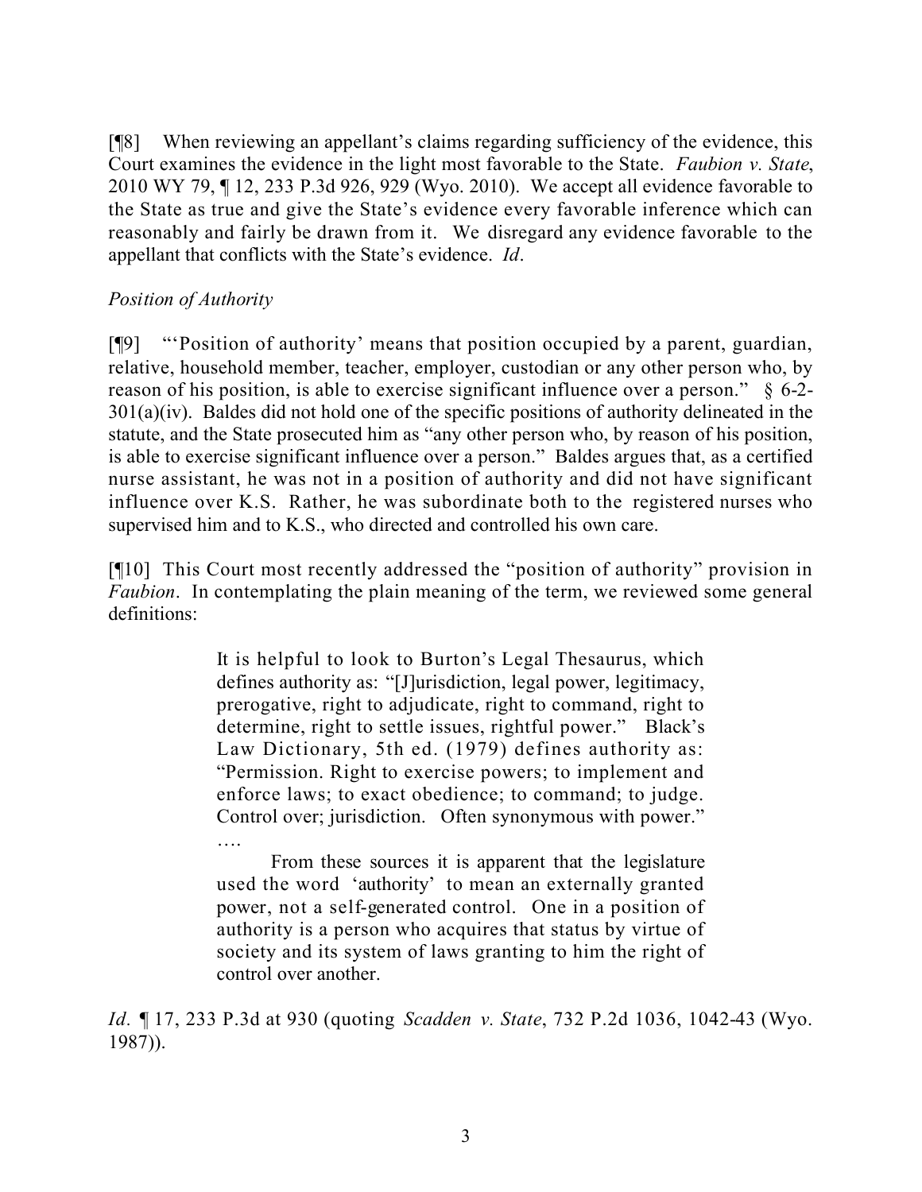[¶8] When reviewing an appellant's claims regarding sufficiency of the evidence, this Court examines the evidence in the light most favorable to the State. *Faubion v. State*, 2010 WY 79, ¶ 12, 233 P.3d 926, 929 (Wyo. 2010). We accept all evidence favorable to the State as true and give the State's evidence every favorable inference which can reasonably and fairly be drawn from it. We disregard any evidence favorable to the appellant that conflicts with the State's evidence. *Id*.

*Position of Authority*

[¶9] "'Position of authority' means that position occupied by a parent, guardian, relative, household member, teacher, employer, custodian or any other person who, by reason of his position, is able to exercise significant influence over a person." § 6-2-301(a)(iv). Baldes did not hold one of the specific positions of authority delineated in the statute, and the State prosecuted him as "any other person who, by reason of his position, is able to exercise significant influence over a person." Baldes argues that, as a certified nurse assistant, he was not in a position of authority and did not have significant influence over K.S. Rather, he was subordinate both to the registered nurses who supervised him and to K.S., who directed and controlled his own care.

[¶10] This Court most recently addressed the "position of authority" provision in *Faubion*. In contemplating the plain meaning of the term, we reviewed some general definitions:

> It is helpful to look to Burton's Legal Thesaurus, which defines authority as: "[J]urisdiction, legal power, legitimacy, prerogative, right to adjudicate, right to command, right to determine, right to settle issues, rightful power." Black's Law Dictionary, 5th ed. (1979) defines authority as: "Permission. Right to exercise powers; to implement and enforce laws; to exact obedience; to command; to judge. Control over; jurisdiction. Often synonymous with power." ….
>
> From these sources it is apparent that the legislature used the word 'authority' to mean an externally granted power, not a self-generated control. One in a position of authority is a person who acquires that status by virtue of society and its system of laws granting to him the right of control over another.

*Id*. ¶ 17, 233 P.3d at 930 (quoting *Scadden v. State*, 732 P.2d 1036, 1042-43 (Wyo. 1987)).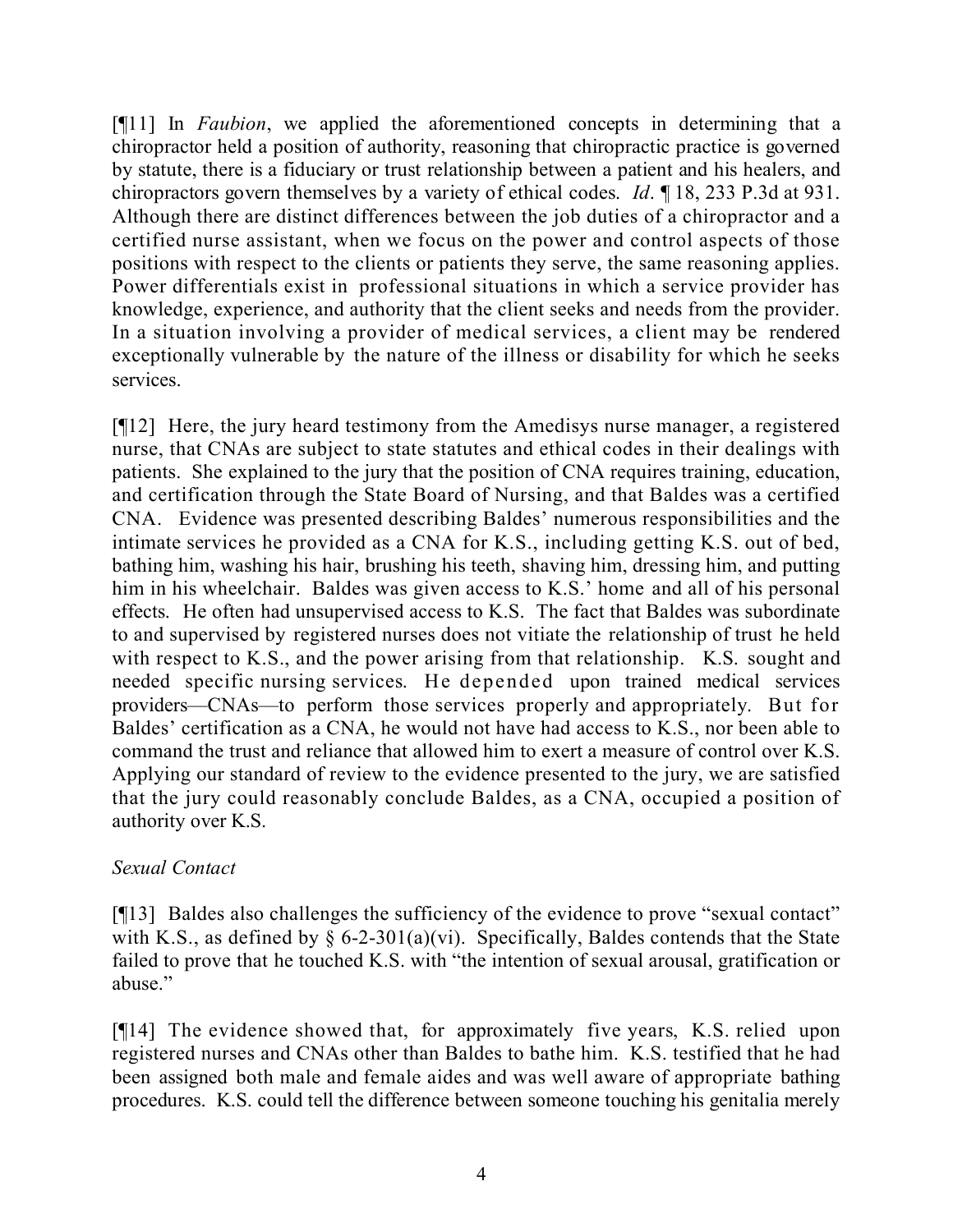[¶11] In *Faubion*, we applied the aforementioned concepts in determining that a chiropractor held a position of authority, reasoning that chiropractic practice is governed by statute, there is a fiduciary or trust relationship between a patient and his healers, and chiropractors govern themselves by a variety of ethical codes. *Id*. ¶ 18, 233 P.3d at 931. Although there are distinct differences between the job duties of a chiropractor and a certified nurse assistant, when we focus on the power and control aspects of those positions with respect to the clients or patients they serve, the same reasoning applies. Power differentials exist in professional situations in which a service provider has knowledge, experience, and authority that the client seeks and needs from the provider. In a situation involving a provider of medical services, a client may be rendered exceptionally vulnerable by the nature of the illness or disability for which he seeks services.

[¶12] Here, the jury heard testimony from the Amedisys nurse manager, a registered nurse, that CNAs are subject to state statutes and ethical codes in their dealings with patients. She explained to the jury that the position of CNA requires training, education, and certification through the State Board of Nursing, and that Baldes was a certified CNA. Evidence was presented describing Baldes' numerous responsibilities and the intimate services he provided as a CNA for K.S., including getting K.S. out of bed, bathing him, washing his hair, brushing his teeth, shaving him, dressing him, and putting him in his wheelchair. Baldes was given access to K.S.' home and all of his personal effects. He often had unsupervised access to K.S. The fact that Baldes was subordinate to and supervised by registered nurses does not vitiate the relationship of trust he held with respect to K.S., and the power arising from that relationship. K.S. sought and needed specific nursing services. He depended upon trained medical services providers—CNAs—to perform those services properly and appropriately. But for Baldes' certification as a CNA, he would not have had access to K.S., nor been able to command the trust and reliance that allowed him to exert a measure of control over K.S. Applying our standard of review to the evidence presented to the jury, we are satisfied that the jury could reasonably conclude Baldes, as a CNA, occupied a position of authority over K.S.

*Sexual Contact*

[¶13] Baldes also challenges the sufficiency of the evidence to prove "sexual contact" with K.S., as defined by § 6-2-301(a)(vi). Specifically, Baldes contends that the State failed to prove that he touched K.S. with "the intention of sexual arousal, gratification or abuse."

[¶14] The evidence showed that, for approximately five years, K.S. relied upon registered nurses and CNAs other than Baldes to bathe him. K.S. testified that he had been assigned both male and female aides and was well aware of appropriate bathing procedures. K.S. could tell the difference between someone touching his genitalia merely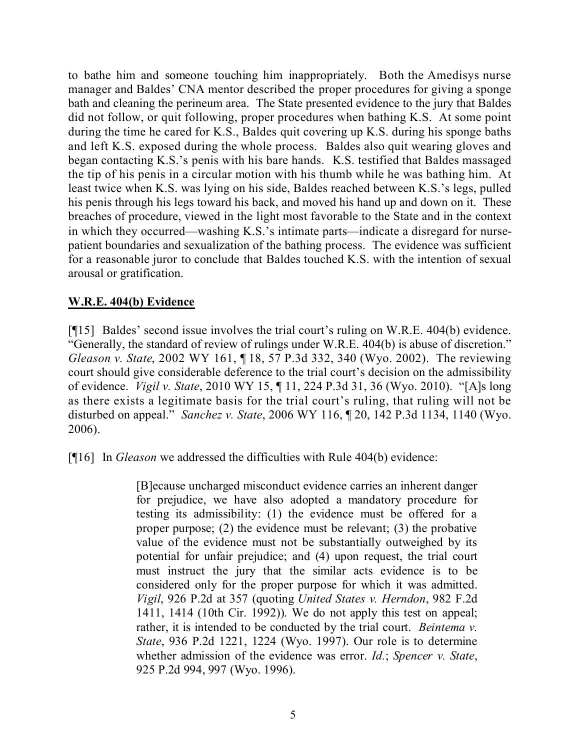to bathe him and someone touching him inappropriately. Both the Amedisys nurse manager and Baldes' CNA mentor described the proper procedures for giving a sponge bath and cleaning the perineum area. The State presented evidence to the jury that Baldes did not follow, or quit following, proper procedures when bathing K.S. At some point during the time he cared for K.S., Baldes quit covering up K.S. during his sponge baths and left K.S. exposed during the whole process. Baldes also quit wearing gloves and began contacting K.S.'s penis with his bare hands. K.S. testified that Baldes massaged the tip of his penis in a circular motion with his thumb while he was bathing him. At least twice when K.S. was lying on his side, Baldes reached between K.S.'s legs, pulled his penis through his legs toward his back, and moved his hand up and down on it. These breaches of procedure, viewed in the light most favorable to the State and in the context in which they occurred—washing K.S.'s intimate parts—indicate a disregard for nurse-patient boundaries and sexualization of the bathing process. The evidence was sufficient for a reasonable juror to conclude that Baldes touched K.S. with the intention of sexual arousal or gratification.

## W.R.E. 404(b) Evidence

[¶15] Baldes' second issue involves the trial court's ruling on W.R.E. 404(b) evidence. "Generally, the standard of review of rulings under W.R.E. 404(b) is abuse of discretion." *Gleason v. State*, 2002 WY 161, ¶ 18, 57 P.3d 332, 340 (Wyo. 2002). The reviewing court should give considerable deference to the trial court's decision on the admissibility of evidence. *Vigil v. State*, 2010 WY 15, ¶ 11, 224 P.3d 31, 36 (Wyo. 2010). "[A]s long as there exists a legitimate basis for the trial court's ruling, that ruling will not be disturbed on appeal." *Sanchez v. State*, 2006 WY 116, ¶ 20, 142 P.3d 1134, 1140 (Wyo. 2006).

[¶16] In *Gleason* we addressed the difficulties with Rule 404(b) evidence:

> [B]ecause uncharged misconduct evidence carries an inherent danger for prejudice, we have also adopted a mandatory procedure for testing its admissibility: (1) the evidence must be offered for a proper purpose; (2) the evidence must be relevant; (3) the probative value of the evidence must not be substantially outweighed by its potential for unfair prejudice; and (4) upon request, the trial court must instruct the jury that the similar acts evidence is to be considered only for the proper purpose for which it was admitted. *Vigil*, 926 P.2d at 357 (quoting *United States v. Herndon*, 982 F.2d 1411, 1414 (10th Cir. 1992)). We do not apply this test on appeal; rather, it is intended to be conducted by the trial court. *Beintema v. State*, 936 P.2d 1221, 1224 (Wyo. 1997). Our role is to determine whether admission of the evidence was error. *Id.*; *Spencer v. State*, 925 P.2d 994, 997 (Wyo. 1996).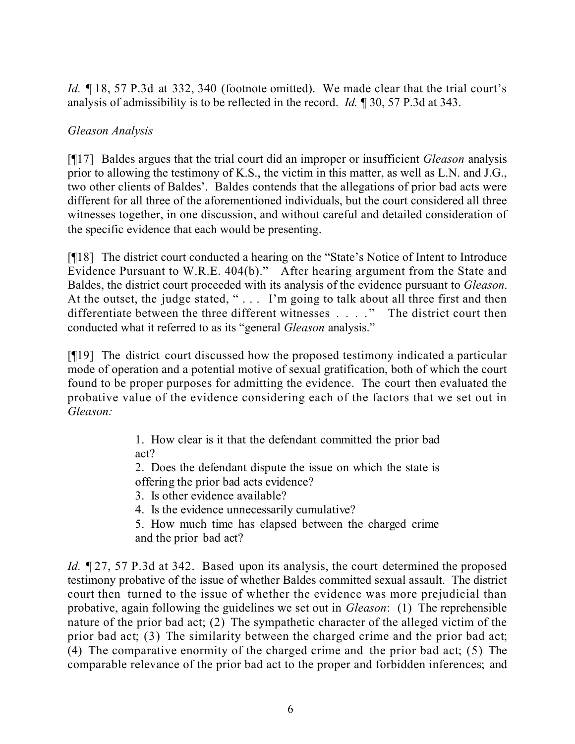*Id.* ¶ 18, 57 P.3d at 332, 340 (footnote omitted). We made clear that the trial court's analysis of admissibility is to be reflected in the record. *Id.* ¶ 30, 57 P.3d at 343.

*Gleason Analysis*

[¶17] Baldes argues that the trial court did an improper or insufficient *Gleason* analysis prior to allowing the testimony of K.S., the victim in this matter, as well as L.N. and J.G., two other clients of Baldes'. Baldes contends that the allegations of prior bad acts were different for all three of the aforementioned individuals, but the court considered all three witnesses together, in one discussion, and without careful and detailed consideration of the specific evidence that each would be presenting.

[¶18] The district court conducted a hearing on the "State's Notice of Intent to Introduce Evidence Pursuant to W.R.E. 404(b)." After hearing argument from the State and Baldes, the district court proceeded with its analysis of the evidence pursuant to *Gleason*. At the outset, the judge stated, " . . . I'm going to talk about all three first and then differentiate between the three different witnesses . . . ." The district court then conducted what it referred to as its "general *Gleason* analysis."

[¶19] The district court discussed how the proposed testimony indicated a particular mode of operation and a potential motive of sexual gratification, both of which the court found to be proper purposes for admitting the evidence. The court then evaluated the probative value of the evidence considering each of the factors that we set out in *Gleason:*

> 1. How clear is it that the defendant committed the prior bad act?
> 2. Does the defendant dispute the issue on which the state is offering the prior bad acts evidence?
> 3. Is other evidence available?
> 4. Is the evidence unnecessarily cumulative?
> 5. How much time has elapsed between the charged crime and the prior bad act?

*Id.* ¶ 27, 57 P.3d at 342. Based upon its analysis, the court determined the proposed testimony probative of the issue of whether Baldes committed sexual assault. The district court then turned to the issue of whether the evidence was more prejudicial than probative, again following the guidelines we set out in *Gleason*: (1) The reprehensible nature of the prior bad act; (2) The sympathetic character of the alleged victim of the prior bad act; (3) The similarity between the charged crime and the prior bad act; (4) The comparative enormity of the charged crime and the prior bad act; (5) The comparable relevance of the prior bad act to the proper and forbidden inferences; and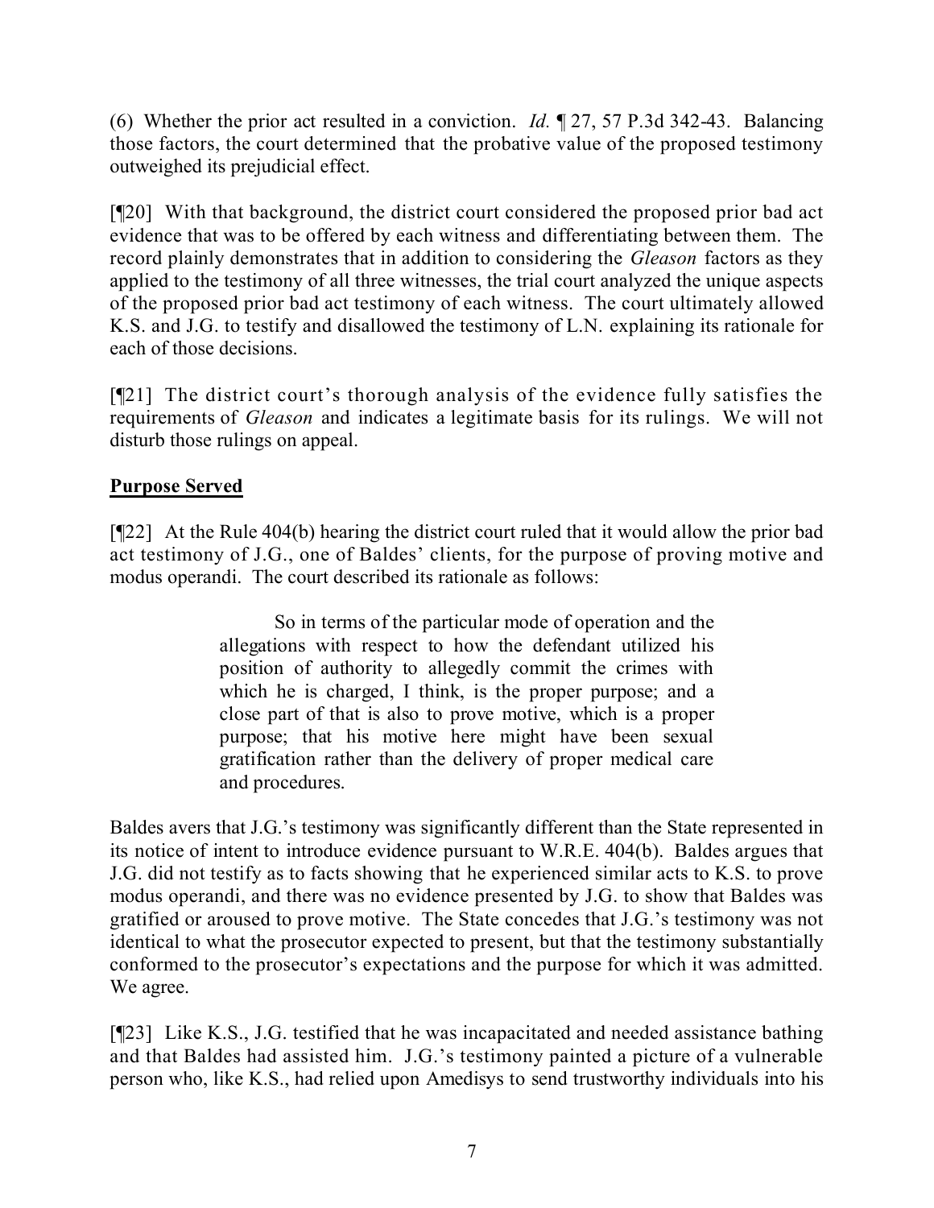(6) Whether the prior act resulted in a conviction. *Id.* ¶ 27, 57 P.3d 342-43. Balancing those factors, the court determined that the probative value of the proposed testimony outweighed its prejudicial effect.

[¶20] With that background, the district court considered the proposed prior bad act evidence that was to be offered by each witness and differentiating between them. The record plainly demonstrates that in addition to considering the *Gleason* factors as they applied to the testimony of all three witnesses, the trial court analyzed the unique aspects of the proposed prior bad act testimony of each witness. The court ultimately allowed K.S. and J.G. to testify and disallowed the testimony of L.N. explaining its rationale for each of those decisions.

[¶21] The district court's thorough analysis of the evidence fully satisfies the requirements of *Gleason* and indicates a legitimate basis for its rulings. We will not disturb those rulings on appeal.

**Purpose Served**

[¶22] At the Rule 404(b) hearing the district court ruled that it would allow the prior bad act testimony of J.G., one of Baldes' clients, for the purpose of proving motive and modus operandi. The court described its rationale as follows:

> So in terms of the particular mode of operation and the allegations with respect to how the defendant utilized his position of authority to allegedly commit the crimes with which he is charged, I think, is the proper purpose; and a close part of that is also to prove motive, which is a proper purpose; that his motive here might have been sexual gratification rather than the delivery of proper medical care and procedures.

Baldes avers that J.G.'s testimony was significantly different than the State represented in its notice of intent to introduce evidence pursuant to W.R.E. 404(b). Baldes argues that J.G. did not testify as to facts showing that he experienced similar acts to K.S. to prove modus operandi, and there was no evidence presented by J.G. to show that Baldes was gratified or aroused to prove motive. The State concedes that J.G.'s testimony was not identical to what the prosecutor expected to present, but that the testimony substantially conformed to the prosecutor's expectations and the purpose for which it was admitted. We agree.

[¶23] Like K.S., J.G. testified that he was incapacitated and needed assistance bathing and that Baldes had assisted him. J.G.'s testimony painted a picture of a vulnerable person who, like K.S., had relied upon Amedisys to send trustworthy individuals into his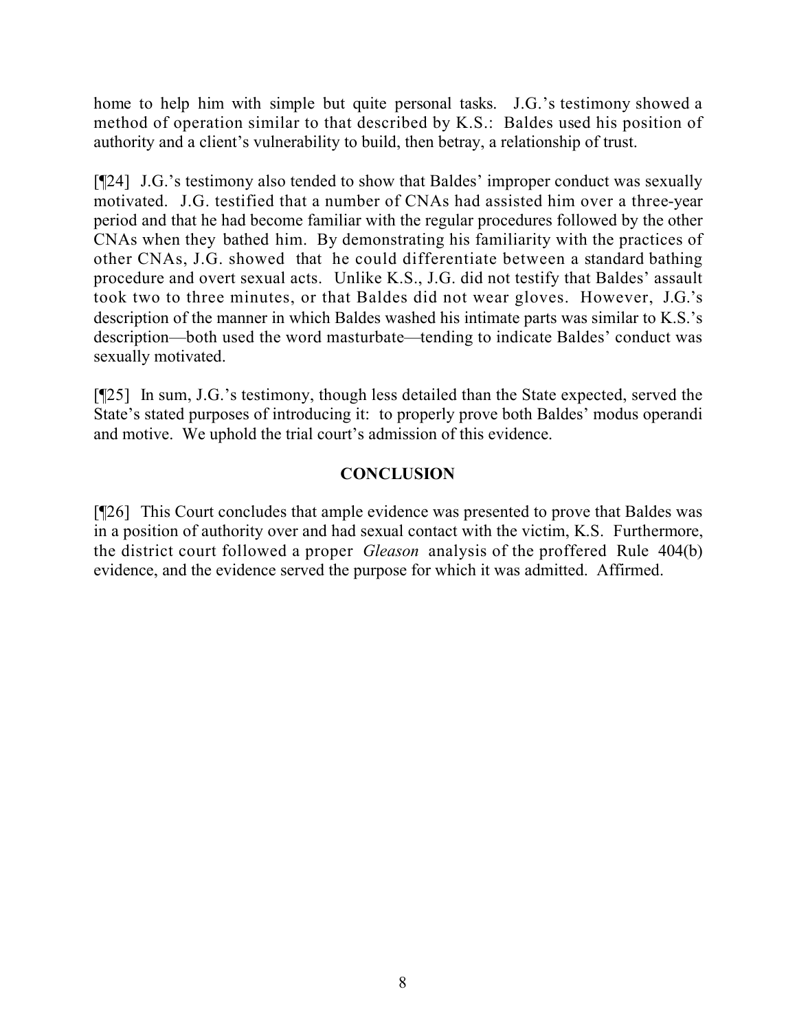home to help him with simple but quite personal tasks. J.G.'s testimony showed a method of operation similar to that described by K.S.: Baldes used his position of authority and a client's vulnerability to build, then betray, a relationship of trust.

[¶24] J.G.'s testimony also tended to show that Baldes' improper conduct was sexually motivated. J.G. testified that a number of CNAs had assisted him over a three-year period and that he had become familiar with the regular procedures followed by the other CNAs when they bathed him. By demonstrating his familiarity with the practices of other CNAs, J.G. showed that he could differentiate between a standard bathing procedure and overt sexual acts. Unlike K.S., J.G. did not testify that Baldes' assault took two to three minutes, or that Baldes did not wear gloves. However, J.G.'s description of the manner in which Baldes washed his intimate parts was similar to K.S.'s description—both used the word masturbate—tending to indicate Baldes' conduct was sexually motivated.

[¶25] In sum, J.G.'s testimony, though less detailed than the State expected, served the State's stated purposes of introducing it: to properly prove both Baldes' modus operandi and motive. We uphold the trial court's admission of this evidence.

## CONCLUSION

[¶26] This Court concludes that ample evidence was presented to prove that Baldes was in a position of authority over and had sexual contact with the victim, K.S. Furthermore, the district court followed a proper *Gleason* analysis of the proffered Rule 404(b) evidence, and the evidence served the purpose for which it was admitted. Affirmed.